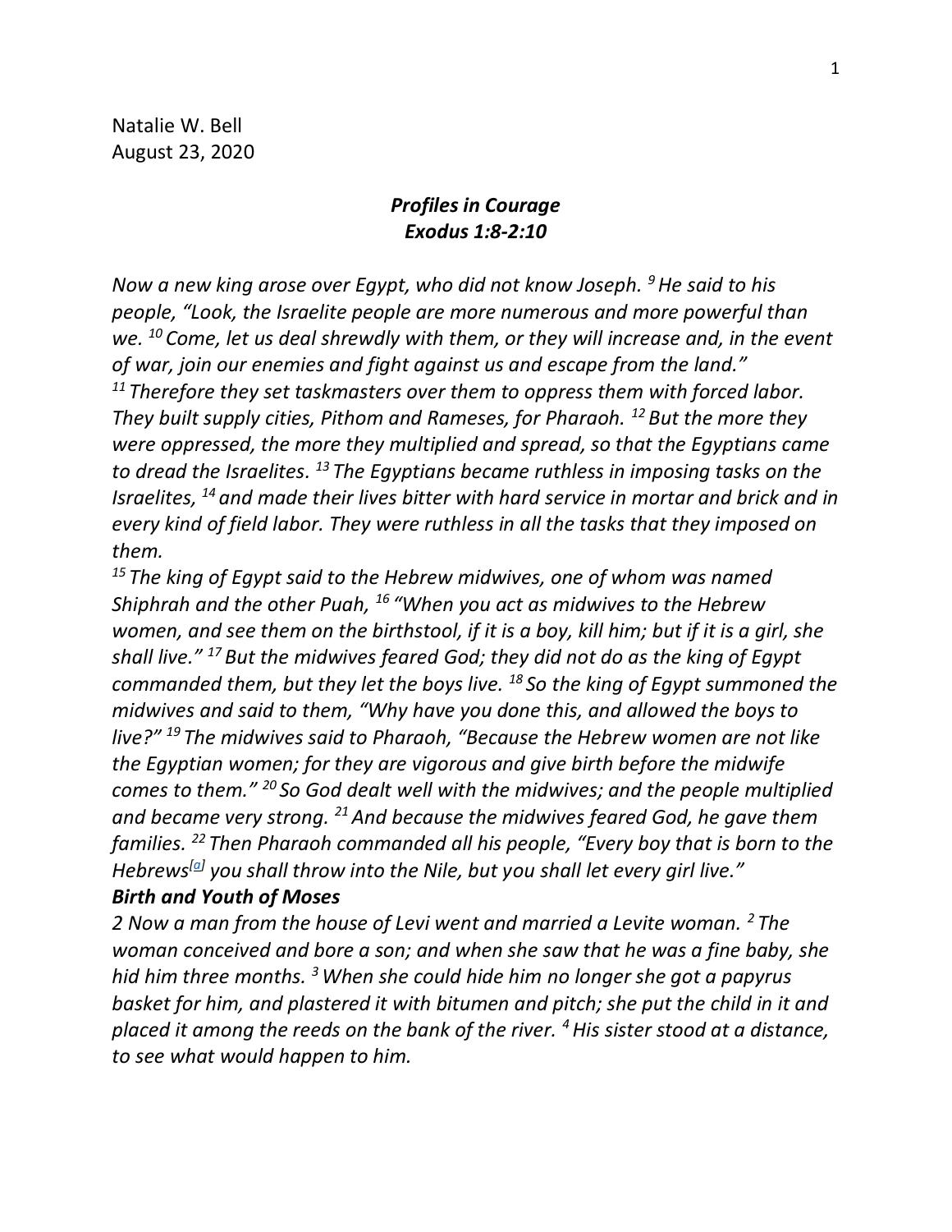Natalie W. Bell
August 23, 2020

## *Profiles in Courage*
## *Exodus 1:8-2:10*

*Now a new king arose over Egypt, who did not know Joseph.* [9] *He said to his people, "Look, the Israelite people are more numerous and more powerful than we.* [10] *Come, let us deal shrewdly with them, or they will increase and, in the event of war, join our enemies and fight against us and escape from the land."* [11] *Therefore they set taskmasters over them to oppress them with forced labor. They built supply cities, Pithom and Rameses, for Pharaoh.* [12] *But the more they were oppressed, the more they multiplied and spread, so that the Egyptians came to dread the Israelites.* [13] *The Egyptians became ruthless in imposing tasks on the Israelites,* [14] *and made their lives bitter with hard service in mortar and brick and in every kind of field labor. They were ruthless in all the tasks that they imposed on them.*

[15] *The king of Egypt said to the Hebrew midwives, one of whom was named Shiphrah and the other Puah,* [16] *"When you act as midwives to the Hebrew women, and see them on the birthstool, if it is a boy, kill him; but if it is a girl, she shall live."* [17] *But the midwives feared God; they did not do as the king of Egypt commanded them, but they let the boys live.* [18] *So the king of Egypt summoned the midwives and said to them, "Why have you done this, and allowed the boys to live?"* [19] *The midwives said to Pharaoh, "Because the Hebrew women are not like the Egyptian women; for they are vigorous and give birth before the midwife comes to them."* [20] *So God dealt well with the midwives; and the people multiplied and became very strong.* [21] *And because the midwives feared God, he gave them families.* [22] *Then Pharaoh commanded all his people, "Every boy that is born to the Hebrews*[a] *you shall throw into the Nile, but you shall let every girl live."*

***Birth and Youth of Moses***

*2 Now a man from the house of Levi went and married a Levite woman.* [2] *The woman conceived and bore a son; and when she saw that he was a fine baby, she hid him three months.* [3] *When she could hide him no longer she got a papyrus basket for him, and plastered it with bitumen and pitch; she put the child in it and placed it among the reeds on the bank of the river.* [4] *His sister stood at a distance, to see what would happen to him.*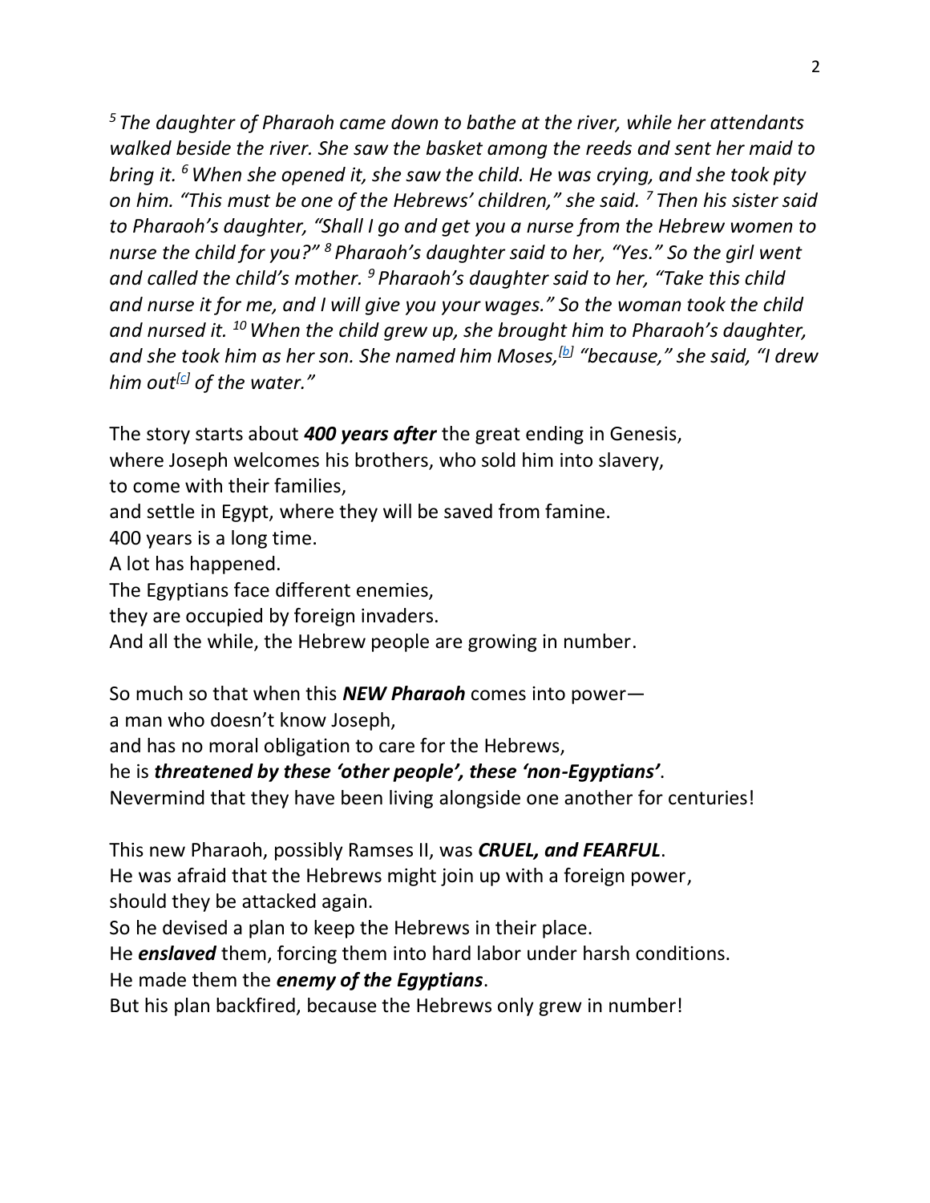*[5] The daughter of Pharaoh came down to bathe at the river, while her attendants walked beside the river. She saw the basket among the reeds and sent her maid to bring it. [6] When she opened it, she saw the child. He was crying, and she took pity on him. "This must be one of the Hebrews' children," she said. [7] Then his sister said to Pharaoh's daughter, "Shall I go and get you a nurse from the Hebrew women to nurse the child for you?" [8] Pharaoh's daughter said to her, "Yes." So the girl went and called the child's mother. [9] Pharaoh's daughter said to her, "Take this child and nurse it for me, and I will give you your wages." So the woman took the child and nursed it. [10] When the child grew up, she brought him to Pharaoh's daughter, and she took him as her son. She named him Moses,[b] "because," she said, "I drew him out[c] of the water."*

The story starts about ***400 years after*** the great ending in Genesis,
where Joseph welcomes his brothers, who sold him into slavery,
to come with their families,
and settle in Egypt, where they will be saved from famine.
400 years is a long time.
A lot has happened.
The Egyptians face different enemies,
they are occupied by foreign invaders.
And all the while, the Hebrew people are growing in number.

So much so that when this ***NEW Pharaoh*** comes into power—
a man who doesn't know Joseph,
and has no moral obligation to care for the Hebrews,
he is ***threatened by these 'other people', these 'non-Egyptians'***.
Nevermind that they have been living alongside one another for centuries!

This new Pharaoh, possibly Ramses II, was ***CRUEL, and FEARFUL***.
He was afraid that the Hebrews might join up with a foreign power,
should they be attacked again.
So he devised a plan to keep the Hebrews in their place.
He ***enslaved*** them, forcing them into hard labor under harsh conditions.
He made them the ***enemy of the Egyptians***.
But his plan backfired, because the Hebrews only grew in number!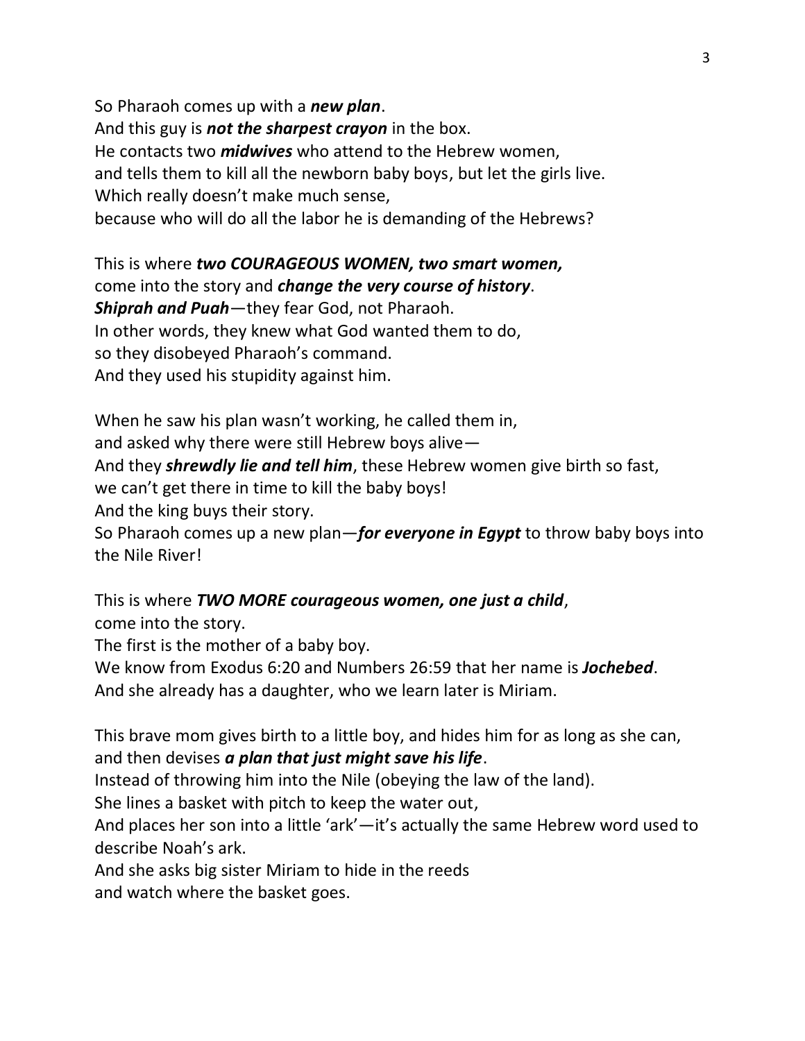So Pharaoh comes up with a ***new plan***.
And this guy is ***not the sharpest crayon*** in the box.
He contacts two ***midwives*** who attend to the Hebrew women,
and tells them to kill all the newborn baby boys, but let the girls live.
Which really doesn't make much sense,
because who will do all the labor he is demanding of the Hebrews?

This is where ***two COURAGEOUS WOMEN, two smart women,***
come into the story and ***change the very course of history***.
***Shiprah and Puah***—they fear God, not Pharaoh.
In other words, they knew what God wanted them to do,
so they disobeyed Pharaoh's command.
And they used his stupidity against him.

When he saw his plan wasn't working, he called them in,
and asked why there were still Hebrew boys alive—
And they ***shrewdly lie and tell him***, these Hebrew women give birth so fast,
we can't get there in time to kill the baby boys!
And the king buys their story.
So Pharaoh comes up a new plan—***for everyone in Egypt*** to throw baby boys into the Nile River!

This is where ***TWO MORE courageous women, one just a child***,
come into the story.
The first is the mother of a baby boy.
We know from Exodus 6:20 and Numbers 26:59 that her name is ***Jochebed***.
And she already has a daughter, who we learn later is Miriam.

This brave mom gives birth to a little boy, and hides him for as long as she can,
and then devises ***a plan that just might save his life***.
Instead of throwing him into the Nile (obeying the law of the land).
She lines a basket with pitch to keep the water out,
And places her son into a little 'ark'—it's actually the same Hebrew word used to describe Noah's ark.
And she asks big sister Miriam to hide in the reeds
and watch where the basket goes.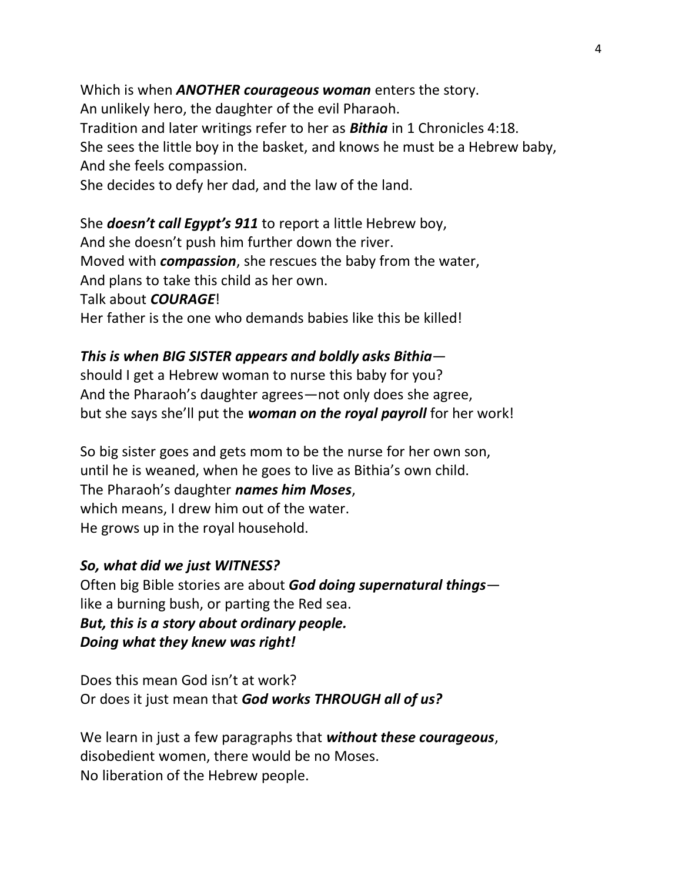Which is when ***ANOTHER courageous woman*** enters the story.
An unlikely hero, the daughter of the evil Pharaoh.
Tradition and later writings refer to her as ***Bithia*** in 1 Chronicles 4:18.
She sees the little boy in the basket, and knows he must be a Hebrew baby,
And she feels compassion.
She decides to defy her dad, and the law of the land.

She ***doesn't call Egypt's 911*** to report a little Hebrew boy,
And she doesn't push him further down the river.
Moved with ***compassion***, she rescues the baby from the water,
And plans to take this child as her own.
Talk about ***COURAGE***!
Her father is the one who demands babies like this be killed!

***This is when BIG SISTER appears and boldly asks Bithia***—
should I get a Hebrew woman to nurse this baby for you?
And the Pharaoh's daughter agrees—not only does she agree,
but she says she'll put the ***woman on the royal payroll*** for her work!

So big sister goes and gets mom to be the nurse for her own son,
until he is weaned, when he goes to live as Bithia's own child.
The Pharaoh's daughter ***names him Moses***,
which means, I drew him out of the water.
He grows up in the royal household.

***So, what did we just WITNESS?***
Often big Bible stories are about ***God doing supernatural things***—
like a burning bush, or parting the Red sea.
***But, this is a story about ordinary people.***
***Doing what they knew was right!***

Does this mean God isn't at work?
Or does it just mean that ***God works THROUGH all of us?***

We learn in just a few paragraphs that ***without these courageous***,
disobedient women, there would be no Moses.
No liberation of the Hebrew people.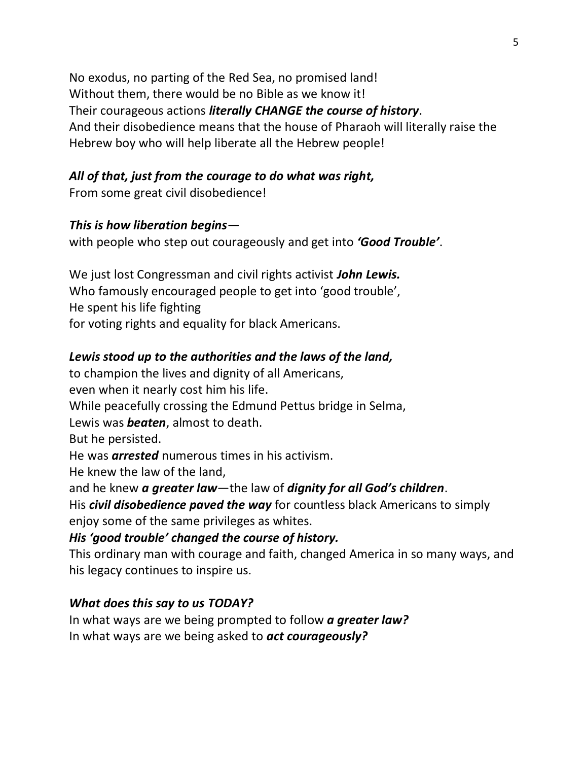No exodus, no parting of the Red Sea, no promised land!
Without them, there would be no Bible as we know it!
Their courageous actions ***literally CHANGE the course of history***.
And their disobedience means that the house of Pharaoh will literally raise the Hebrew boy who will help liberate all the Hebrew people!

***All of that, just from the courage to do what was right,***
From some great civil disobedience!

***This is how liberation begins—***
with people who step out courageously and get into ***'Good Trouble'***.

We just lost Congressman and civil rights activist ***John Lewis.***
Who famously encouraged people to get into 'good trouble',
He spent his life fighting
for voting rights and equality for black Americans.

***Lewis stood up to the authorities and the laws of the land,***
to champion the lives and dignity of all Americans,
even when it nearly cost him his life.
While peacefully crossing the Edmund Pettus bridge in Selma,
Lewis was ***beaten***, almost to death.
But he persisted.
He was ***arrested*** numerous times in his activism.
He knew the law of the land,
and he knew ***a greater law***—the law of ***dignity for all God's children***.
His ***civil disobedience paved the way*** for countless black Americans to simply enjoy some of the same privileges as whites.
***His 'good trouble' changed the course of history.***
This ordinary man with courage and faith, changed America in so many ways, and his legacy continues to inspire us.

***What does this say to us TODAY?***
In what ways are we being prompted to follow ***a greater law?***
In what ways are we being asked to ***act courageously?***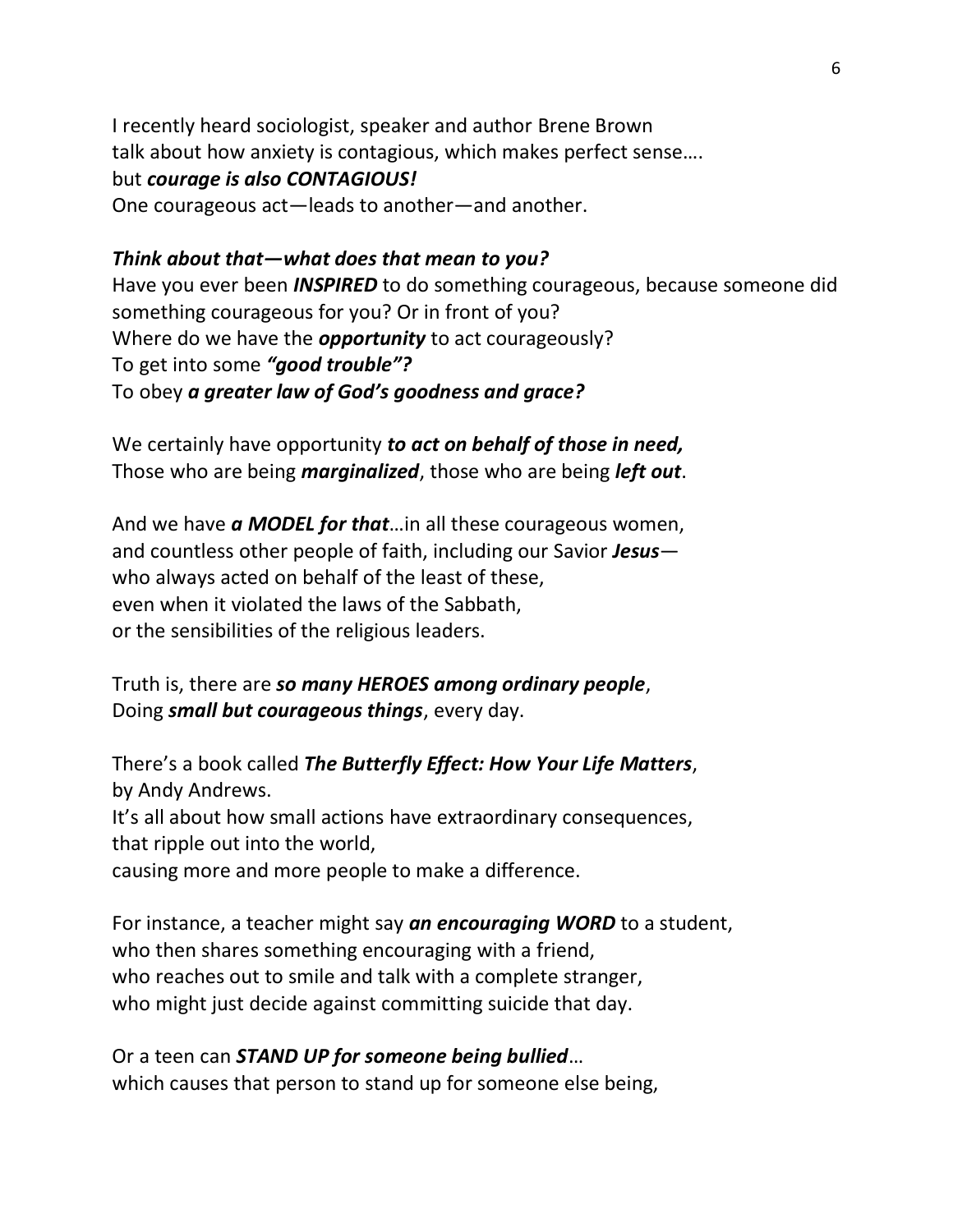I recently heard sociologist, speaker and author Brene Brown
talk about how anxiety is contagious, which makes perfect sense….
but ***courage is also CONTAGIOUS!***
One courageous act—leads to another—and another.

***Think about that—what does that mean to you?***
Have you ever been ***INSPIRED*** to do something courageous, because someone did something courageous for you? Or in front of you?
Where do we have the ***opportunity*** to act courageously?
To get into some ***"good trouble"?***
To obey ***a greater law of God's goodness and grace?***

We certainly have opportunity ***to act on behalf of those in need,***
Those who are being ***marginalized***, those who are being ***left out***.

And we have ***a MODEL for that***…in all these courageous women,
and countless other people of faith, including our Savior ***Jesus***—
who always acted on behalf of the least of these,
even when it violated the laws of the Sabbath,
or the sensibilities of the religious leaders.

Truth is, there are ***so many HEROES among ordinary people***,
Doing ***small but courageous things***, every day.

There's a book called ***The Butterfly Effect: How Your Life Matters***,
by Andy Andrews.
It's all about how small actions have extraordinary consequences,
that ripple out into the world,
causing more and more people to make a difference.

For instance, a teacher might say ***an encouraging WORD*** to a student,
who then shares something encouraging with a friend,
who reaches out to smile and talk with a complete stranger,
who might just decide against committing suicide that day.

Or a teen can ***STAND UP for someone being bullied***…
which causes that person to stand up for someone else being,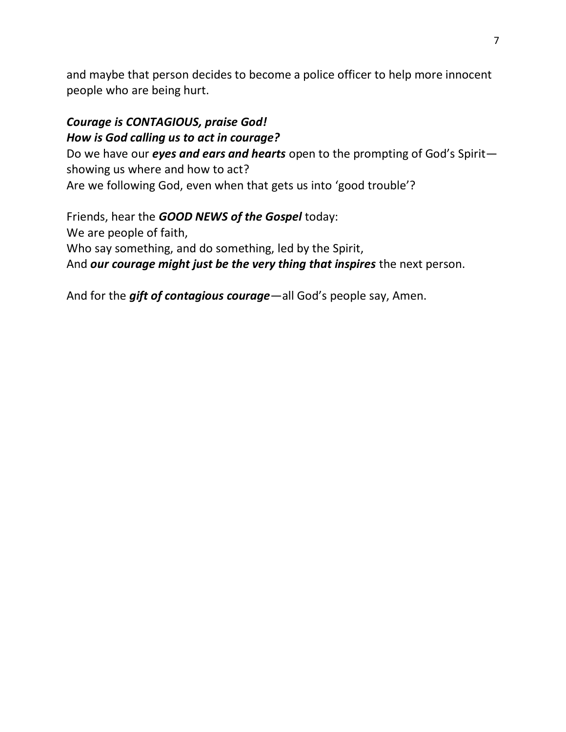and maybe that person decides to become a police officer to help more innocent people who are being hurt.

***Courage is CONTAGIOUS, praise God!***
***How is God calling us to act in courage?***
Do we have our ***eyes and ears and hearts*** open to the prompting of God's Spirit—showing us where and how to act?
Are we following God, even when that gets us into 'good trouble'?

Friends, hear the ***GOOD NEWS of the Gospel*** today:
We are people of faith,
Who say something, and do something, led by the Spirit,
And ***our courage might just be the very thing that inspires*** the next person.

And for the ***gift of contagious courage***—all God's people say, Amen.